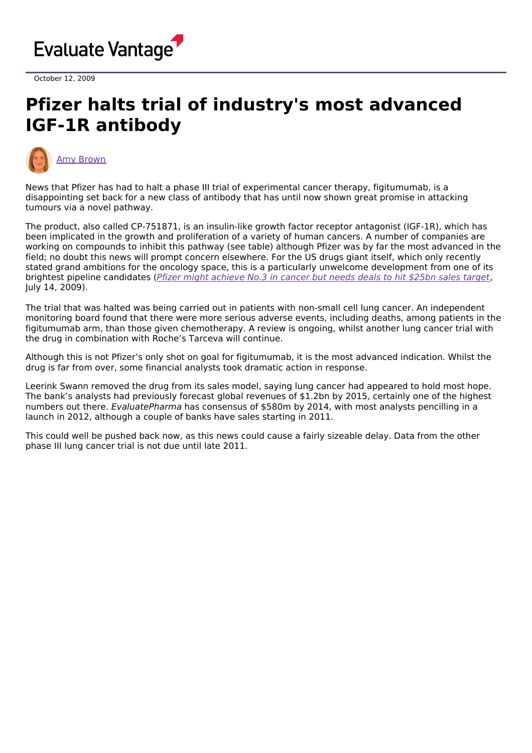Evaluate Vantage

October 12, 2009

# Pfizer halts trial of industry's most advanced IGF-1R antibody

Amy Brown

News that Pfizer has had to halt a phase III trial of experimental cancer therapy, figitumumab, is a disappointing set back for a new class of antibody that has until now shown great promise in attacking tumours via a novel pathway.

The product, also called CP-751871, is an insulin-like growth factor receptor antagonist (IGF-1R), which has been implicated in the growth and proliferation of a variety of human cancers. A number of companies are working on compounds to inhibit this pathway (see table) although Pfizer was by far the most advanced in the field; no doubt this news will prompt concern elsewhere. For the US drugs giant itself, which only recently stated grand ambitions for the oncology space, this is a particularly unwelcome development from one of its brightest pipeline candidates (*Pfizer might achieve No.3 in cancer but needs deals to hit $25bn sales target*, July 14, 2009).

The trial that was halted was being carried out in patients with non-small cell lung cancer. An independent monitoring board found that there were more serious adverse events, including deaths, among patients in the figitumumab arm, than those given chemotherapy. A review is ongoing, whilst another lung cancer trial with the drug in combination with Roche's Tarceva will continue.

Although this is not Pfizer's only shot on goal for figitumumab, it is the most advanced indication. Whilst the drug is far from over, some financial analysts took dramatic action in response.

Leerink Swann removed the drug from its sales model, saying lung cancer had appeared to hold most hope. The bank's analysts had previously forecast global revenues of $1.2bn by 2015, certainly one of the highest numbers out there. *EvaluatePharma* has consensus of $580m by 2014, with most analysts pencilling in a launch in 2012, although a couple of banks have sales starting in 2011.

This could well be pushed back now, as this news could cause a fairly sizeable delay. Data from the other phase III lung cancer trial is not due until late 2011.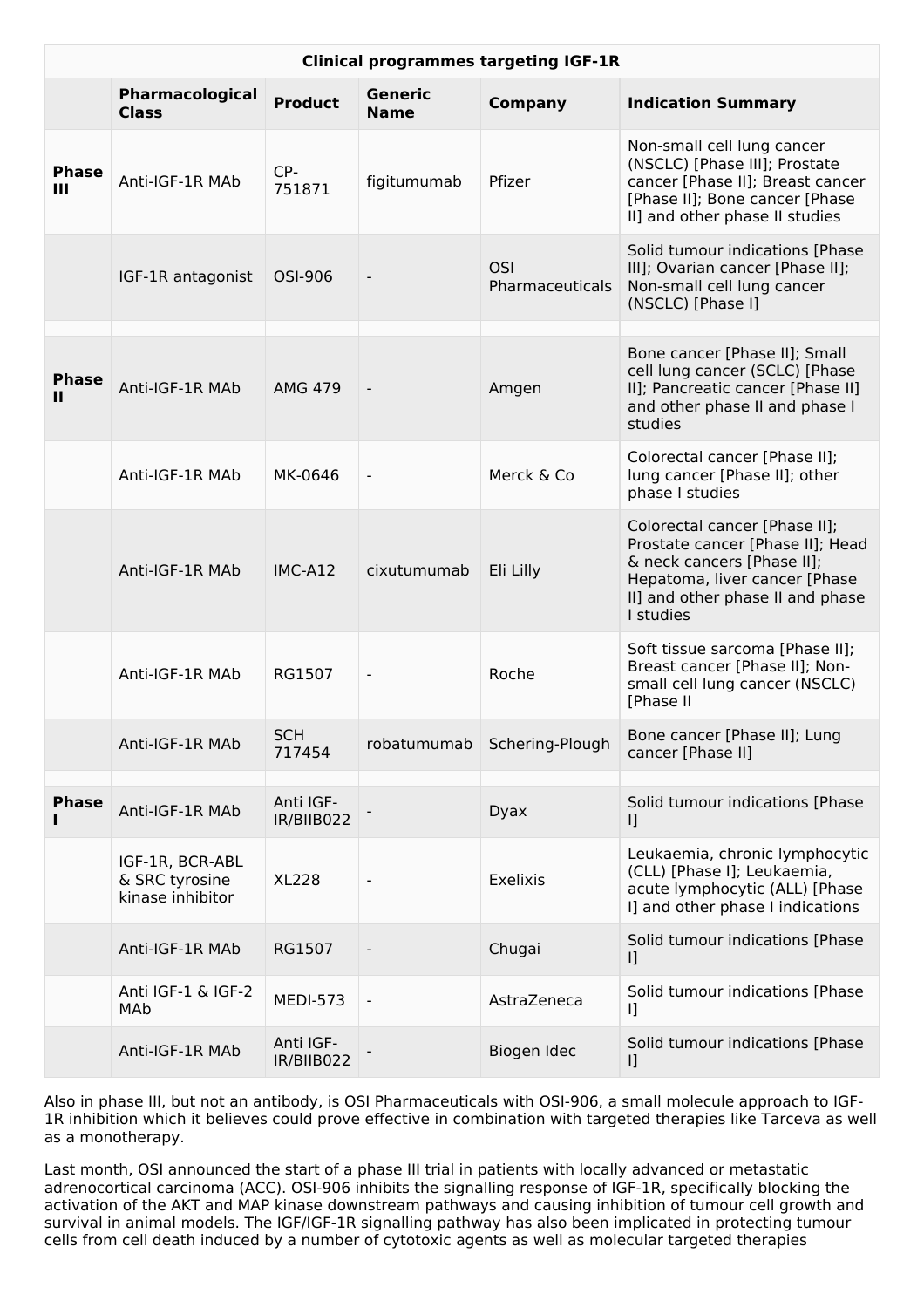| Clinical programmes targeting IGF-1R | | | | | |
|---|---|---|---|---|---|
| | **Pharmacological Class** | **Product** | **Generic Name** | **Company** | **Indication Summary** |
| **Phase III** | Anti-IGF-1R MAb | CP-751871 | figitumumab | Pfizer | Non-small cell lung cancer (NSCLC) [Phase III]; Prostate cancer [Phase II]; Breast cancer [Phase II]; Bone cancer [Phase II] and other phase II studies |
| | IGF-1R antagonist | OSI-906 | - | OSI Pharmaceuticals | Solid tumour indications [Phase III]; Ovarian cancer [Phase II]; Non-small cell lung cancer (NSCLC) [Phase I] |
| | | | | | |
| **Phase II** | Anti-IGF-1R MAb | AMG 479 | - | Amgen | Bone cancer [Phase II]; Small cell lung cancer (SCLC) [Phase II]; Pancreatic cancer [Phase II] and other phase II and phase I studies |
| | Anti-IGF-1R MAb | MK-0646 | - | Merck & Co | Colorectal cancer [Phase II]; lung cancer [Phase II]; other phase I studies |
| | Anti-IGF-1R MAb | IMC-A12 | cixutumumab | Eli Lilly | Colorectal cancer [Phase II]; Prostate cancer [Phase II]; Head & neck cancers [Phase II]; Hepatoma, liver cancer [Phase II] and other phase II and phase I studies |
| | Anti-IGF-1R MAb | RG1507 | - | Roche | Soft tissue sarcoma [Phase II]; Breast cancer [Phase II]; Non-small cell lung cancer (NSCLC) [Phase II |
| | Anti-IGF-1R MAb | SCH 717454 | robatumumab | Schering-Plough | Bone cancer [Phase II]; Lung cancer [Phase II] |
| | | | | | |
| **Phase I** | Anti-IGF-1R MAb | Anti IGF-IR/BIIB022 | - | Dyax | Solid tumour indications [Phase I] |
| | IGF-1R, BCR-ABL & SRC tyrosine kinase inhibitor | XL228 | - | Exelixis | Leukaemia, chronic lymphocytic (CLL) [Phase I]; Leukaemia, acute lymphocytic (ALL) [Phase I] and other phase I indications |
| | Anti-IGF-1R MAb | RG1507 | - | Chugai | Solid tumour indications [Phase I] |
| | Anti IGF-1 & IGF-2 MAb | MEDI-573 | - | AstraZeneca | Solid tumour indications [Phase I] |
| | Anti-IGF-1R MAb | Anti IGF-IR/BIIB022 | - | Biogen Idec | Solid tumour indications [Phase I] |

Also in phase III, but not an antibody, is OSI Pharmaceuticals with OSI-906, a small molecule approach to IGF-1R inhibition which it believes could prove effective in combination with targeted therapies like Tarceva as well as a monotherapy.

Last month, OSI announced the start of a phase III trial in patients with locally advanced or metastatic adrenocortical carcinoma (ACC). OSI-906 inhibits the signalling response of IGF-1R, specifically blocking the activation of the AKT and MAP kinase downstream pathways and causing inhibition of tumour cell growth and survival in animal models. The IGF/IGF-1R signalling pathway has also been implicated in protecting tumour cells from cell death induced by a number of cytotoxic agents as well as molecular targeted therapies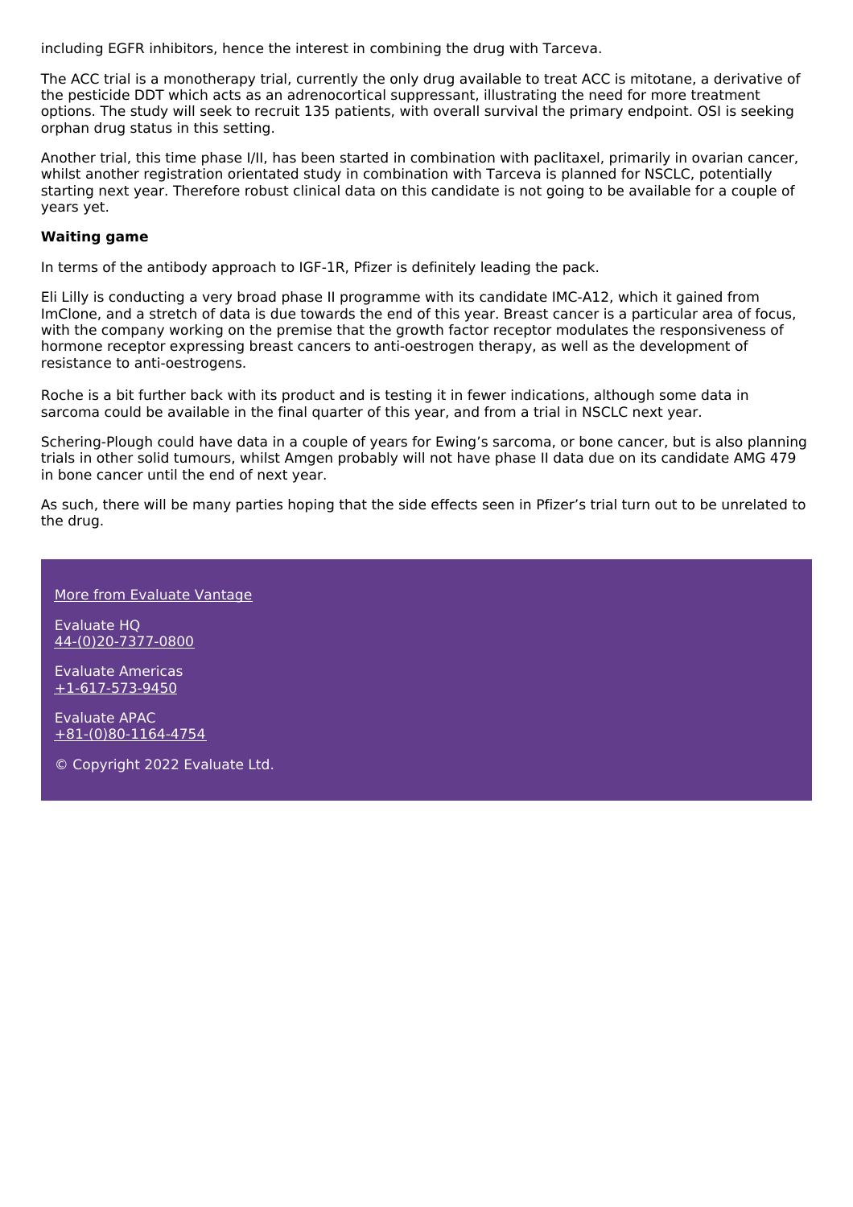including EGFR inhibitors, hence the interest in combining the drug with Tarceva.

The ACC trial is a monotherapy trial, currently the only drug available to treat ACC is mitotane, a derivative of the pesticide DDT which acts as an adrenocortical suppressant, illustrating the need for more treatment options. The study will seek to recruit 135 patients, with overall survival the primary endpoint. OSI is seeking orphan drug status in this setting.

Another trial, this time phase I/II, has been started in combination with paclitaxel, primarily in ovarian cancer, whilst another registration orientated study in combination with Tarceva is planned for NSCLC, potentially starting next year. Therefore robust clinical data on this candidate is not going to be available for a couple of years yet.

**Waiting game**

In terms of the antibody approach to IGF-1R, Pfizer is definitely leading the pack.

Eli Lilly is conducting a very broad phase II programme with its candidate IMC-A12, which it gained from ImClone, and a stretch of data is due towards the end of this year. Breast cancer is a particular area of focus, with the company working on the premise that the growth factor receptor modulates the responsiveness of hormone receptor expressing breast cancers to anti-oestrogen therapy, as well as the development of resistance to anti-oestrogens.

Roche is a bit further back with its product and is testing it in fewer indications, although some data in sarcoma could be available in the final quarter of this year, and from a trial in NSCLC next year.

Schering-Plough could have data in a couple of years for Ewing's sarcoma, or bone cancer, but is also planning trials in other solid tumours, whilst Amgen probably will not have phase II data due on its candidate AMG 479 in bone cancer until the end of next year.

As such, there will be many parties hoping that the side effects seen in Pfizer's trial turn out to be unrelated to the drug.

More from Evaluate Vantage

Evaluate HQ
44-(0)20-7377-0800

Evaluate Americas
+1-617-573-9450

Evaluate APAC
+81-(0)80-1164-4754

© Copyright 2022 Evaluate Ltd.